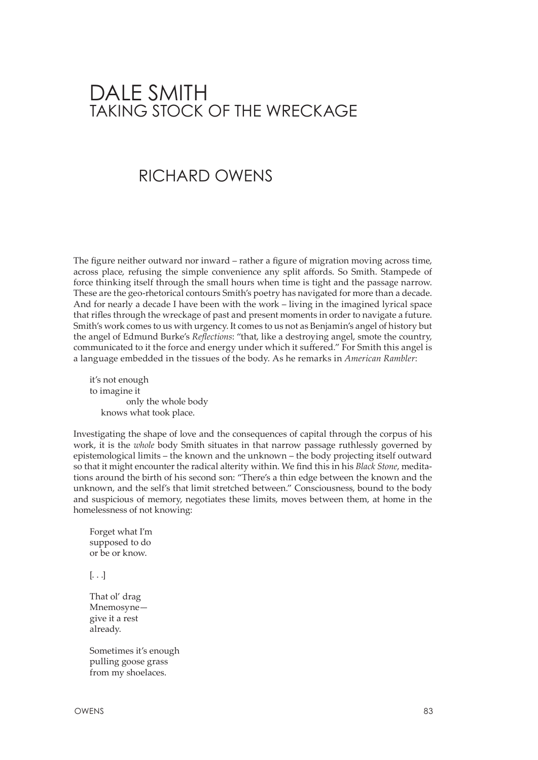# DALE SMITH
## TAKING STOCK OF THE WRECKAGE

## RICHARD OWENS

The figure neither outward nor inward – rather a figure of migration moving across time, across place, refusing the simple convenience any split affords. So Smith. Stampede of force thinking itself through the small hours when time is tight and the passage narrow. These are the geo-rhetorical contours Smith's poetry has navigated for more than a decade. And for nearly a decade I have been with the work – living in the imagined lyrical space that rifles through the wreckage of past and present moments in order to navigate a future. Smith's work comes to us with urgency. It comes to us not as Benjamin's angel of history but the angel of Edmund Burke's *Reflections*: "that, like a destroying angel, smote the country, communicated to it the force and energy under which it suffered." For Smith this angel is a language embedded in the tissues of the body. As he remarks in *American Rambler*:

> it's not enough
> to imagine it
>         only the whole body
>   knows what took place.

Investigating the shape of love and the consequences of capital through the corpus of his work, it is the *whole* body Smith situates in that narrow passage ruthlessly governed by epistemological limits – the known and the unknown – the body projecting itself outward so that it might encounter the radical alterity within. We find this in his *Black Stone*, meditations around the birth of his second son: "There's a thin edge between the known and the unknown, and the self's that limit stretched between." Consciousness, bound to the body and suspicious of memory, negotiates these limits, moves between them, at home in the homelessness of not knowing:

> Forget what I'm
> supposed to do
> or be or know.
>
> [. . .]
>
> That ol' drag
> Mnemosyne—
> give it a rest
> already.
>
> Sometimes it's enough
> pulling goose grass
> from my shoelaces.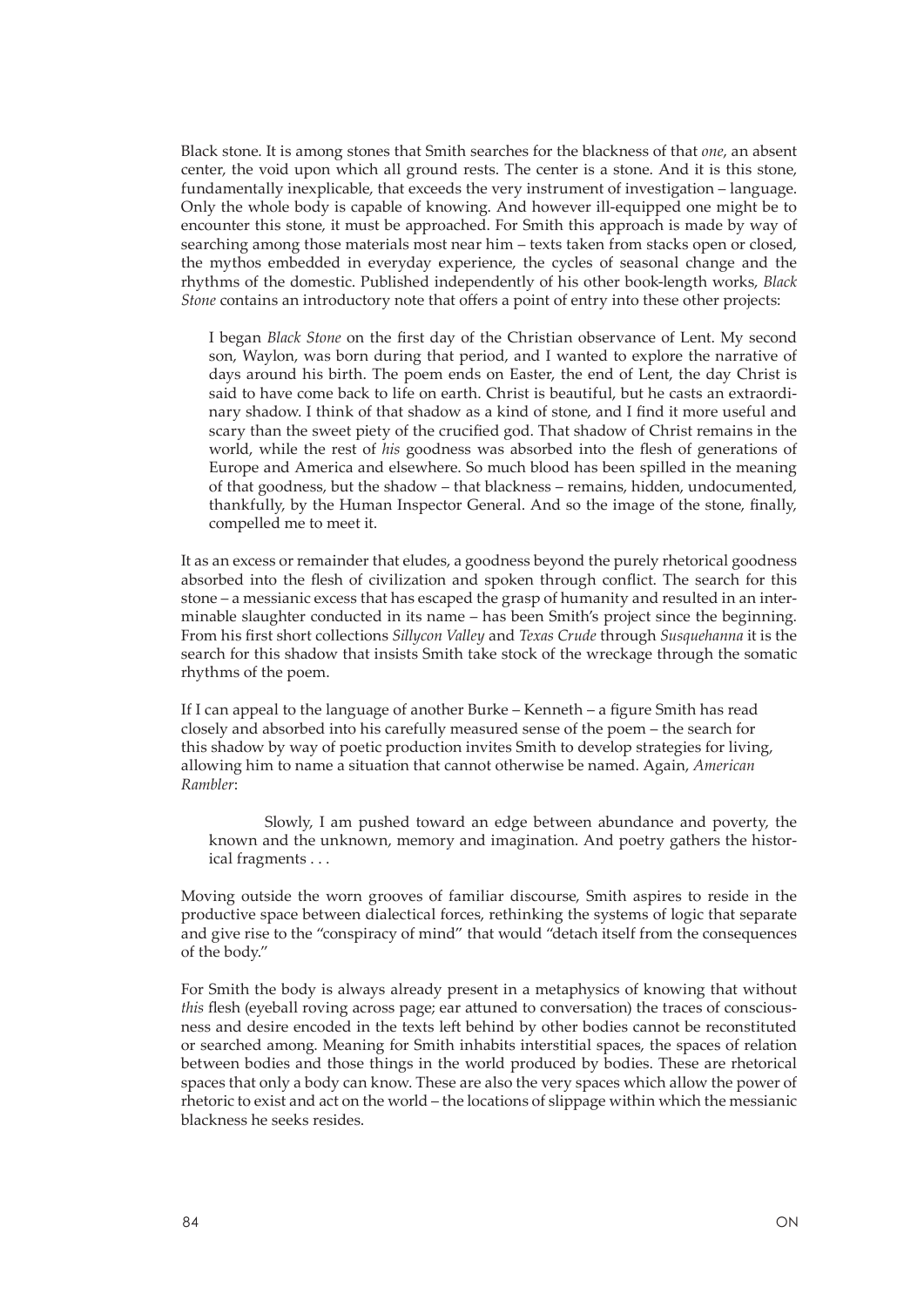Black stone. It is among stones that Smith searches for the blackness of that *one*, an absent center, the void upon which all ground rests. The center is a stone. And it is this stone, fundamentally inexplicable, that exceeds the very instrument of investigation – language. Only the whole body is capable of knowing. And however ill-equipped one might be to encounter this stone, it must be approached. For Smith this approach is made by way of searching among those materials most near him – texts taken from stacks open or closed, the mythos embedded in everyday experience, the cycles of seasonal change and the rhythms of the domestic. Published independently of his other book-length works, *Black Stone* contains an introductory note that offers a point of entry into these other projects:

> I began *Black Stone* on the first day of the Christian observance of Lent. My second son, Waylon, was born during that period, and I wanted to explore the narrative of days around his birth. The poem ends on Easter, the end of Lent, the day Christ is said to have come back to life on earth. Christ is beautiful, but he casts an extraordinary shadow. I think of that shadow as a kind of stone, and I find it more useful and scary than the sweet piety of the crucified god. That shadow of Christ remains in the world, while the rest of *his* goodness was absorbed into the flesh of generations of Europe and America and elsewhere. So much blood has been spilled in the meaning of that goodness, but the shadow – that blackness – remains, hidden, undocumented, thankfully, by the Human Inspector General. And so the image of the stone, finally, compelled me to meet it.

It as an excess or remainder that eludes, a goodness beyond the purely rhetorical goodness absorbed into the flesh of civilization and spoken through conflict. The search for this stone – a messianic excess that has escaped the grasp of humanity and resulted in an interminable slaughter conducted in its name – has been Smith's project since the beginning. From his first short collections *Sillycon Valley* and *Texas Crude* through *Susquehanna* it is the search for this shadow that insists Smith take stock of the wreckage through the somatic rhythms of the poem.

If I can appeal to the language of another Burke – Kenneth – a figure Smith has read closely and absorbed into his carefully measured sense of the poem – the search for this shadow by way of poetic production invites Smith to develop strategies for living, allowing him to name a situation that cannot otherwise be named. Again, *American Rambler*:

> Slowly, I am pushed toward an edge between abundance and poverty, the known and the unknown, memory and imagination. And poetry gathers the historical fragments . . .

Moving outside the worn grooves of familiar discourse, Smith aspires to reside in the productive space between dialectical forces, rethinking the systems of logic that separate and give rise to the "conspiracy of mind" that would "detach itself from the consequences of the body."

For Smith the body is always already present in a metaphysics of knowing that without *this* flesh (eyeball roving across page; ear attuned to conversation) the traces of consciousness and desire encoded in the texts left behind by other bodies cannot be reconstituted or searched among. Meaning for Smith inhabits interstitial spaces, the spaces of relation between bodies and those things in the world produced by bodies. These are rhetorical spaces that only a body can know. These are also the very spaces which allow the power of rhetoric to exist and act on the world – the locations of slippage within which the messianic blackness he seeks resides.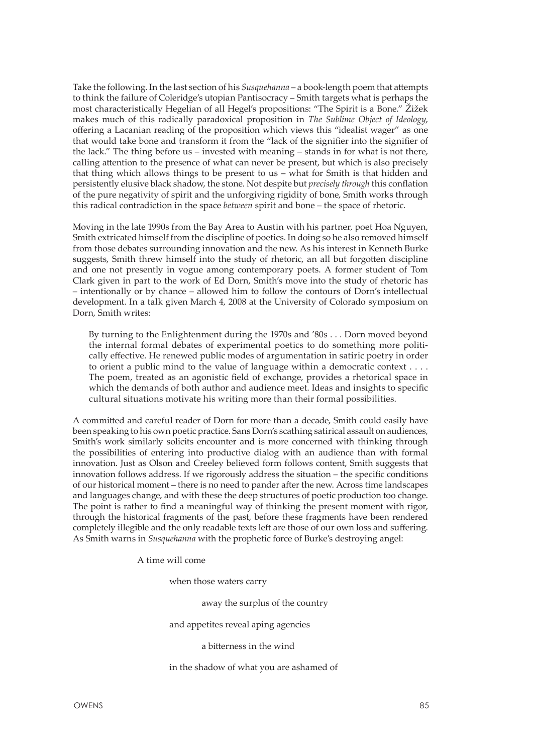Take the following. In the last section of his *Susquehanna* – a book-length poem that attempts to think the failure of Coleridge's utopian Pantisocracy – Smith targets what is perhaps the most characteristically Hegelian of all Hegel's propositions: "The Spirit is a Bone." Žižek makes much of this radically paradoxical proposition in *The Sublime Object of Ideology*, offering a Lacanian reading of the proposition which views this "idealist wager" as one that would take bone and transform it from the "lack of the signifier into the signifier of the lack." The thing before us – invested with meaning – stands in for what is not there, calling attention to the presence of what can never be present, but which is also precisely that thing which allows things to be present to us – what for Smith is that hidden and persistently elusive black shadow, the stone. Not despite but *precisely through* this conflation of the pure negativity of spirit and the unforgiving rigidity of bone, Smith works through this radical contradiction in the space *between* spirit and bone – the space of rhetoric.

Moving in the late 1990s from the Bay Area to Austin with his partner, poet Hoa Nguyen, Smith extricated himself from the discipline of poetics. In doing so he also removed himself from those debates surrounding innovation and the new. As his interest in Kenneth Burke suggests, Smith threw himself into the study of rhetoric, an all but forgotten discipline and one not presently in vogue among contemporary poets. A former student of Tom Clark given in part to the work of Ed Dorn, Smith's move into the study of rhetoric has – intentionally or by chance – allowed him to follow the contours of Dorn's intellectual development. In a talk given March 4, 2008 at the University of Colorado symposium on Dorn, Smith writes:

> By turning to the Enlightenment during the 1970s and '80s . . . Dorn moved beyond the internal formal debates of experimental poetics to do something more politically effective. He renewed public modes of argumentation in satiric poetry in order to orient a public mind to the value of language within a democratic context . . . . The poem, treated as an agonistic field of exchange, provides a rhetorical space in which the demands of both author and audience meet. Ideas and insights to specific cultural situations motivate his writing more than their formal possibilities.

A committed and careful reader of Dorn for more than a decade, Smith could easily have been speaking to his own poetic practice. Sans Dorn's scathing satirical assault on audiences, Smith's work similarly solicits encounter and is more concerned with thinking through the possibilities of entering into productive dialog with an audience than with formal innovation. Just as Olson and Creeley believed form follows content, Smith suggests that innovation follows address. If we rigorously address the situation – the specific conditions of our historical moment – there is no need to pander after the new. Across time landscapes and languages change, and with these the deep structures of poetic production too change. The point is rather to find a meaningful way of thinking the present moment with rigor, through the historical fragments of the past, before these fragments have been rendered completely illegible and the only readable texts left are those of our own loss and suffering. As Smith warns in *Susquehanna* with the prophetic force of Burke's destroying angel:

> A time will come
>
> when those waters carry
>
> away the surplus of the country
>
> and appetites reveal aping agencies
>
> a bitterness in the wind
>
> in the shadow of what you are ashamed of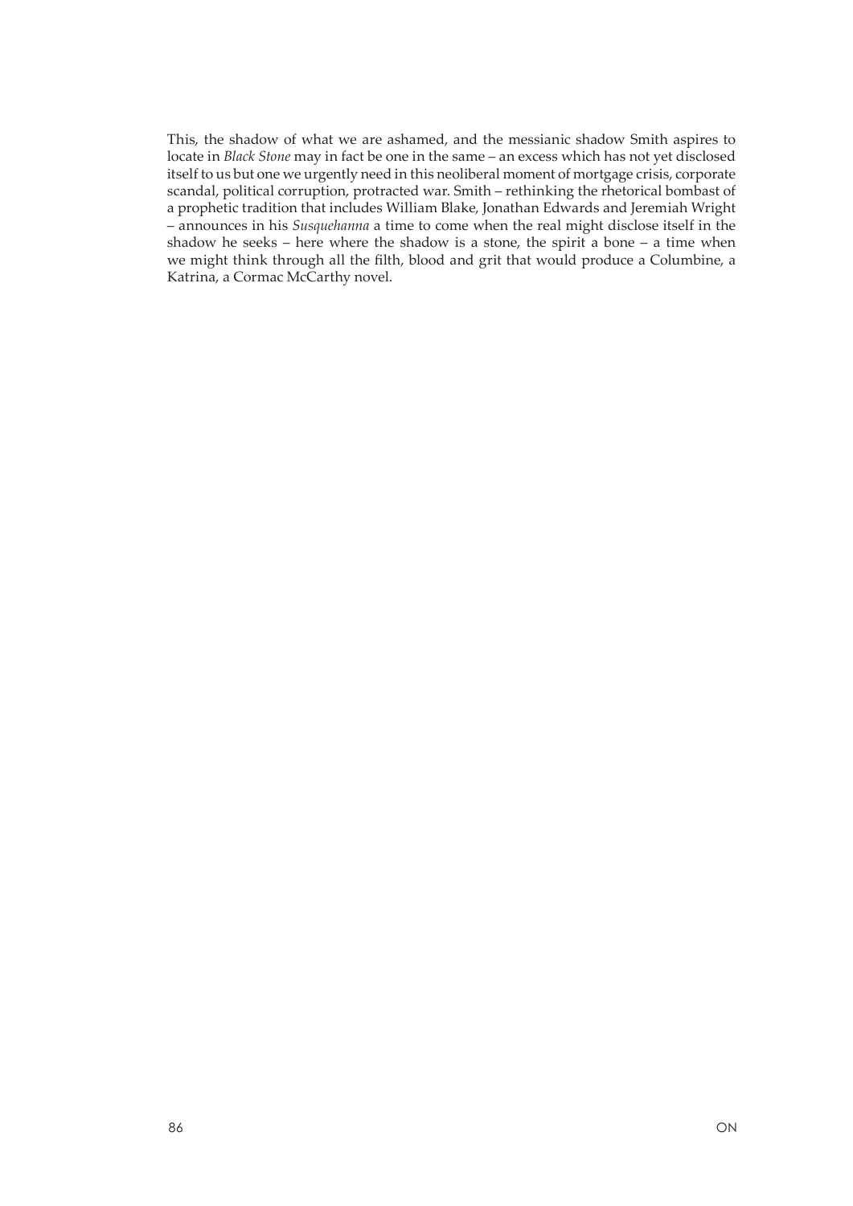This, the shadow of what we are ashamed, and the messianic shadow Smith aspires to locate in *Black Stone* may in fact be one in the same – an excess which has not yet disclosed itself to us but one we urgently need in this neoliberal moment of mortgage crisis, corporate scandal, political corruption, protracted war. Smith – rethinking the rhetorical bombast of a prophetic tradition that includes William Blake, Jonathan Edwards and Jeremiah Wright – announces in his *Susquehanna* a time to come when the real might disclose itself in the shadow he seeks – here where the shadow is a stone, the spirit a bone – a time when we might think through all the filth, blood and grit that would produce a Columbine, a Katrina, a Cormac McCarthy novel.